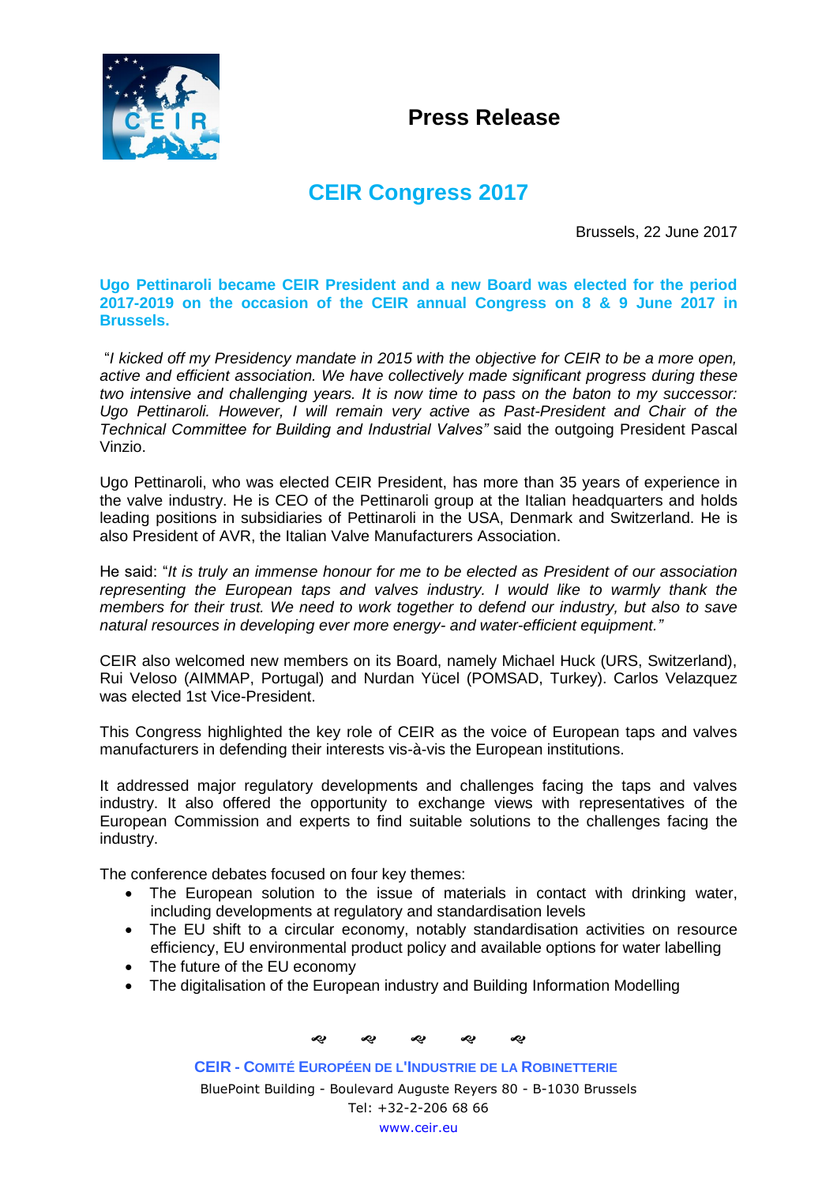# Press Release

## CEIR Congress 2017

Brussels, 22 June 2017

**Ugo Pettinaroli became CEIR President and a new Board was elected for the period 2017-2019 on the occasion of the CEIR annual Congress on 8 & 9 June 2017 in Brussels.**

"*I kicked off my Presidency mandate in 2015 with the objective for CEIR to be a more open, active and efficient association. We have collectively made significant progress during these two intensive and challenging years. It is now time to pass on the baton to my successor: Ugo Pettinaroli. However, I will remain very active as Past-President and Chair of the Technical Committee for Building and Industrial Valves"* said the outgoing President Pascal Vinzio.

Ugo Pettinaroli, who was elected CEIR President, has more than 35 years of experience in the valve industry. He is CEO of the Pettinaroli group at the Italian headquarters and holds leading positions in subsidiaries of Pettinaroli in the USA, Denmark and Switzerland. He is also President of AVR, the Italian Valve Manufacturers Association.

He said: "*It is truly an immense honour for me to be elected as President of our association representing the European taps and valves industry. I would like to warmly thank the members for their trust. We need to work together to defend our industry, but also to save natural resources in developing ever more energy- and water-efficient equipment."*

CEIR also welcomed new members on its Board, namely Michael Huck (URS, Switzerland), Rui Veloso (AIMMAP, Portugal) and Nurdan Yücel (POMSAD, Turkey). Carlos Velazquez was elected 1st Vice-President.

This Congress highlighted the key role of CEIR as the voice of European taps and valves manufacturers in defending their interests vis-à-vis the European institutions.

It addressed major regulatory developments and challenges facing the taps and valves industry. It also offered the opportunity to exchange views with representatives of the European Commission and experts to find suitable solutions to the challenges facing the industry.

The conference debates focused on four key themes:

- The European solution to the issue of materials in contact with drinking water, including developments at regulatory and standardisation levels
- The EU shift to a circular economy, notably standardisation activities on resource efficiency, EU environmental product policy and available options for water labelling
- The future of the EU economy
- The digitalisation of the European industry and Building Information Modelling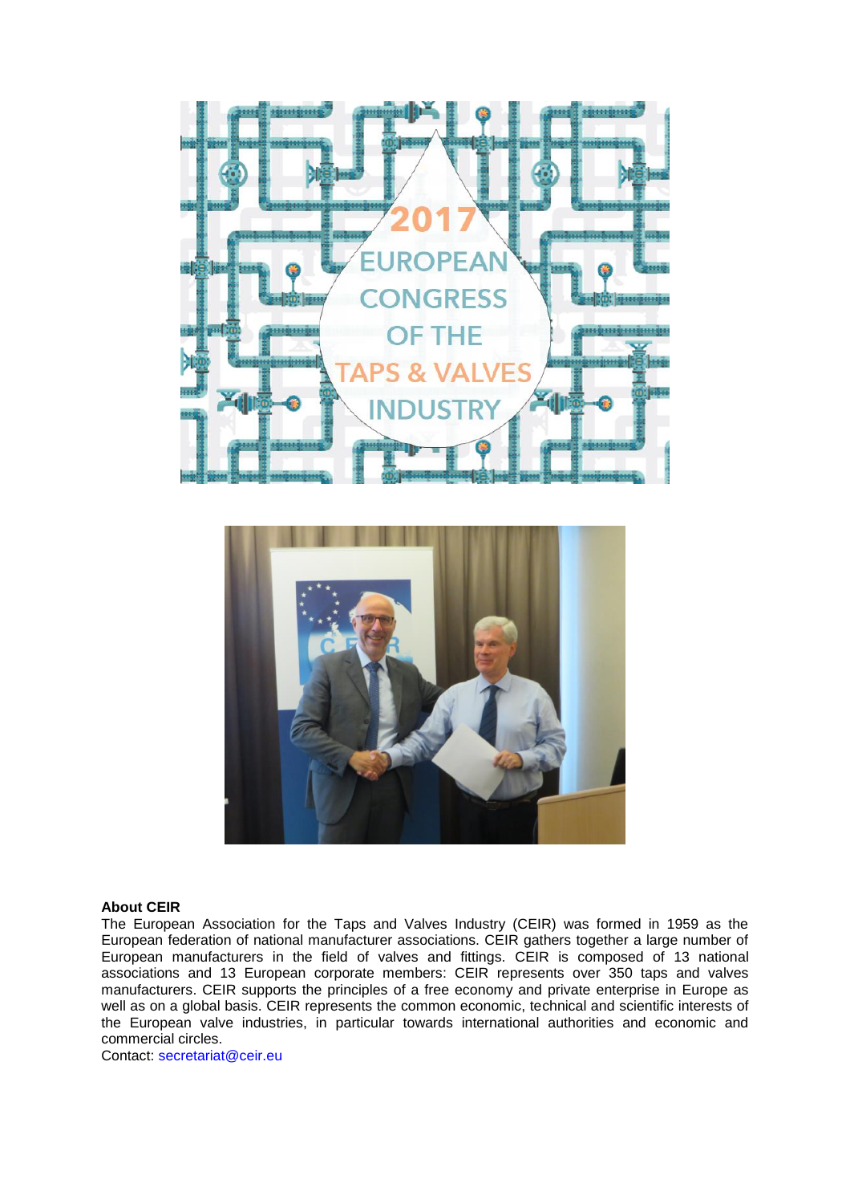**About CEIR**

The European Association for the Taps and Valves Industry (CEIR) was formed in 1959 as the European federation of national manufacturer associations. CEIR gathers together a large number of European manufacturers in the field of valves and fittings. CEIR is composed of 13 national associations and 13 European corporate members: CEIR represents over 350 taps and valves manufacturers. CEIR supports the principles of a free economy and private enterprise in Europe as well as on a global basis. CEIR represents the common economic, technical and scientific interests of the European valve industries, in particular towards international authorities and economic and commercial circles.

Contact: secretariat@ceir.eu